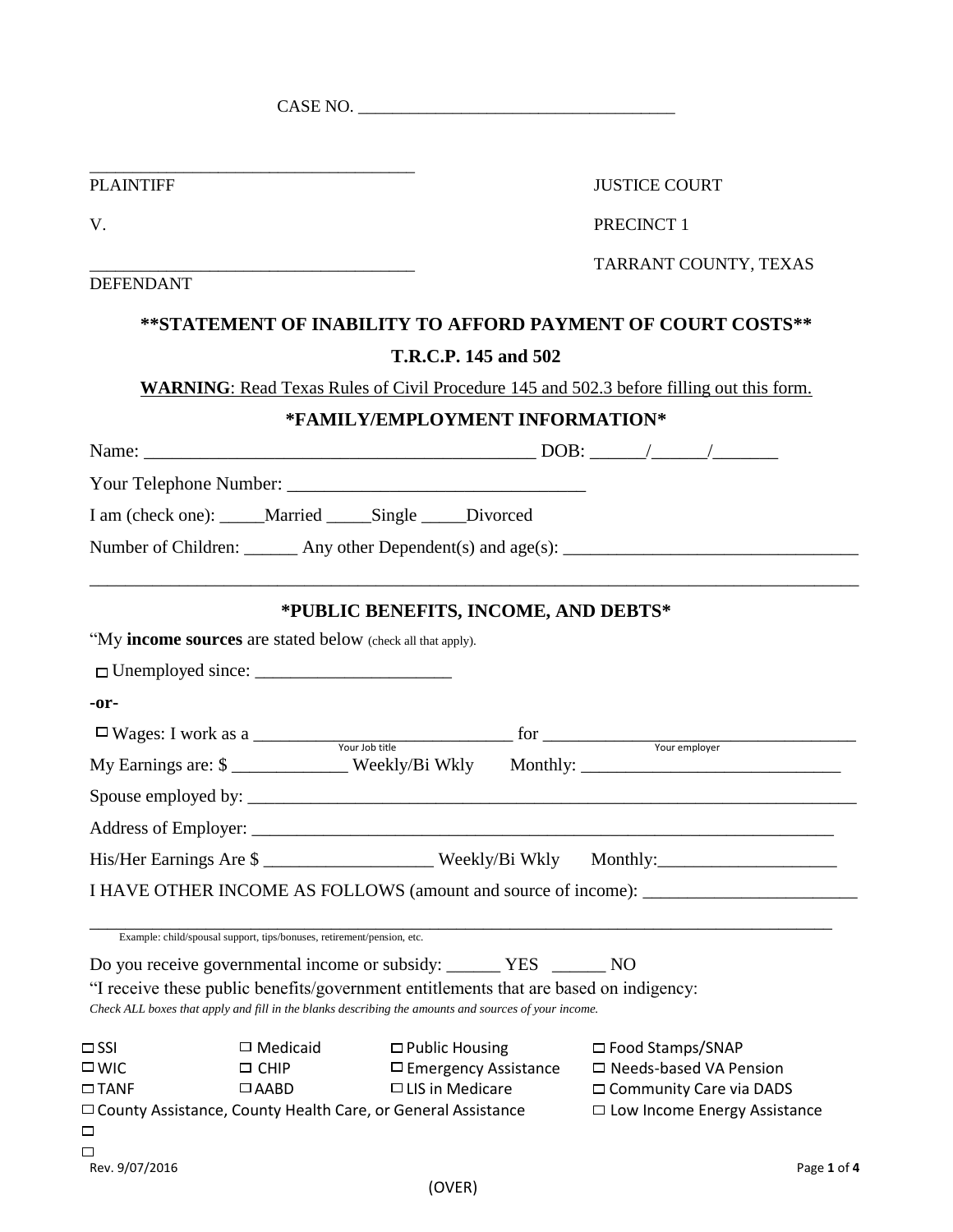CASE NO. ____________________________________

_____________________________________
PLAINTIFF

JUSTICE COURT

V.

PRECINCT 1

_____________________________________
DEFENDANT

TARRANT COUNTY, TEXAS

## **STATEMENT OF INABILITY TO AFFORD PAYMENT OF COURT COSTS**

### T.R.C.P. 145 and 502

**WARNING**: Read Texas Rules of Civil Procedure 145 and 502.3 before filling out this form.

### *FAMILY/EMPLOYMENT INFORMATION*

Name: ___________________________________________ DOB: ______/______/_______

Your Telephone Number: ________________________________

I am (check one): _____Married _____Single _____Divorced

Number of Children: ______ Any other Dependent(s) and age(s): ________________________________

_____________________________________________________________________________________

### *PUBLIC BENEFITS, INCOME, AND DEBTS*

"My **income sources** are stated below (check all that apply).

☐ Unemployed since: ______________________

**-or-**

☐ Wages: I work as a ______________________________ for __________________________________
(Your Job title) (Your employer)

My Earnings are: $ _____________ Weekly/Bi Wkly Monthly: _____________________________

Spouse employed by: _______________________________________________________________________

Address of Employer: ______________________________________________________________________

His/Her Earnings Are $ ___________________ Weekly/Bi Wkly Monthly:____________________

I HAVE OTHER INCOME AS FOLLOWS (amount and source of income): ________________________

_____________________________________________________________________________________
Example: child/spousal support, tips/bonuses, retirement/pension, etc.

Do you receive governmental income or subsidy: ______ YES ______ NO

"I receive these public benefits/government entitlements that are based on indigency:

*Check ALL boxes that apply and fill in the blanks describing the amounts and sources of your income.*

☐ SSI ☐ Medicaid ☐ Public Housing ☐ Food Stamps/SNAP
☐ WIC ☐ CHIP ☐ Emergency Assistance ☐ Needs-based VA Pension
☐ TANF ☐ AABD ☐ LIS in Medicare ☐ Community Care via DADS
☐ County Assistance, County Health Care, or General Assistance ☐ Low Income Energy Assistance
☐
☐

Rev. 9/07/2016

(OVER)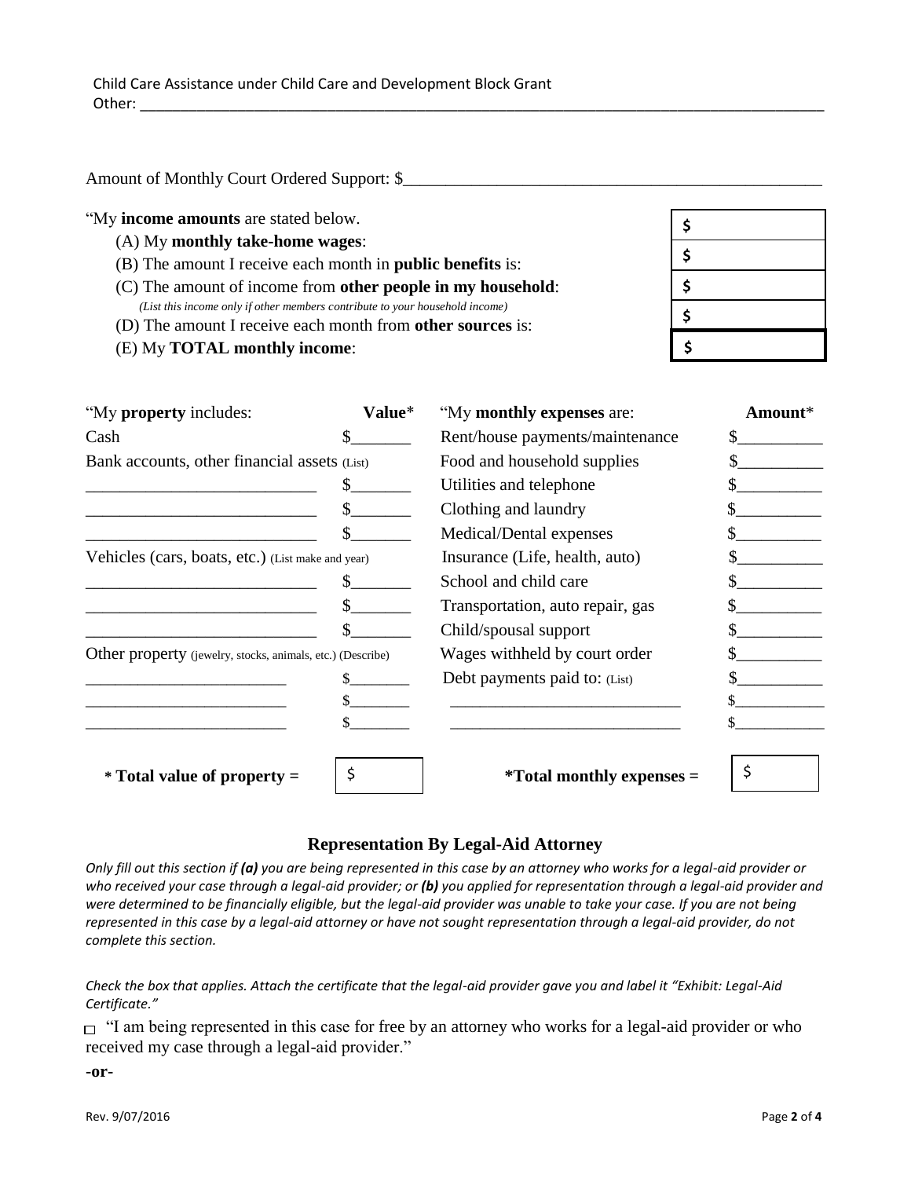Child Care Assistance under Child Care and Development Block Grant
Other: ___________________________________________________________________________________

Amount of Monthly Court Ordered Support: $_____________________________________________

"My **income amounts** are stated below.

| | |
|---|---|
| (A) My **monthly take-home wages**: | $ |
| (B) The amount I receive each month in **public benefits** is: | $ |
| (C) The amount of income from **other people in my household**: *(List this income only if other members contribute to your household income)* | $ |
| (D) The amount I receive each month from **other sources** is: | $ |
| (E) My **TOTAL monthly income**: | $ |

| "My **property** includes: | **Value*** | "My **monthly expenses** are: | **Amount*** |
|---|---|---|---|
| Cash | $_______ | Rent/house payments/maintenance | $__________ |
| Bank accounts, other financial assets (List) | | Food and household supplies | $__________ |
| ___________________________ | $_______ | Utilities and telephone | $__________ |
| ___________________________ | $_______ | Clothing and laundry | $__________ |
| ___________________________ | $_______ | Medical/Dental expenses | $__________ |
| Vehicles (cars, boats, etc.) (List make and year) | | Insurance (Life, health, auto) | $__________ |
| ___________________________ | $_______ | School and child care | $__________ |
| ___________________________ | $_______ | Transportation, auto repair, gas | $__________ |
| ___________________________ | $_______ | Child/spousal support | $__________ |
| Other property (jewelry, stocks, animals, etc.) (Describe) | | Wages withheld by court order | $__________ |
| _________________________ | $________ | Debt payments paid to: (List) | $__________ |
| _________________________ | $________ | ____________________________ | $___________ |
| _________________________ | $________ | ____________________________ | $___________ |
| *** Total value of property =** | $ | ***Total monthly expenses =** | $ |

## Representation By Legal-Aid Attorney

*Only fill out this section if **(a)** you are being represented in this case by an attorney who works for a legal-aid provider or who received your case through a legal-aid provider; or **(b)** you applied for representation through a legal-aid provider and were determined to be financially eligible, but the legal-aid provider was unable to take your case. If you are not being represented in this case by a legal-aid attorney or have not sought representation through a legal-aid provider, do not complete this section.*

*Check the box that applies. Attach the certificate that the legal-aid provider gave you and label it "Exhibit: Legal-Aid Certificate."*

☐ "I am being represented in this case for free by an attorney who works for a legal-aid provider or who received my case through a legal-aid provider."

**-or-**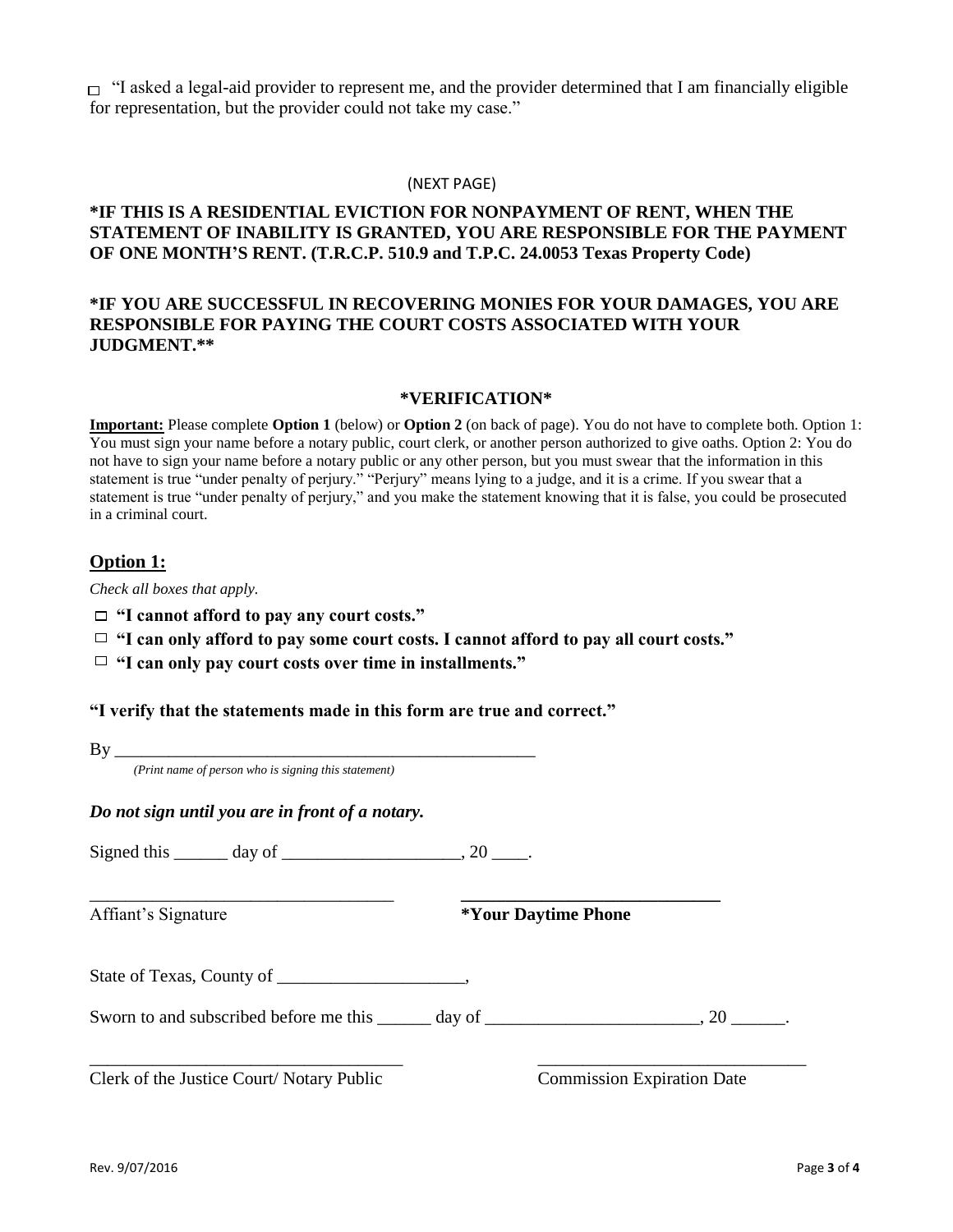☐ "I asked a legal-aid provider to represent me, and the provider determined that I am financially eligible for representation, but the provider could not take my case."

(NEXT PAGE)

**\*IF THIS IS A RESIDENTIAL EVICTION FOR NONPAYMENT OF RENT, WHEN THE STATEMENT OF INABILITY IS GRANTED, YOU ARE RESPONSIBLE FOR THE PAYMENT OF ONE MONTH'S RENT. (T.R.C.P. 510.9 and T.P.C. 24.0053 Texas Property Code)**

**\*IF YOU ARE SUCCESSFUL IN RECOVERING MONIES FOR YOUR DAMAGES, YOU ARE RESPONSIBLE FOR PAYING THE COURT COSTS ASSOCIATED WITH YOUR JUDGMENT.\*\***

## \*VERIFICATION\*

**Important:** Please complete **Option 1** (below) or **Option 2** (on back of page). You do not have to complete both. Option 1: You must sign your name before a notary public, court clerk, or another person authorized to give oaths. Option 2: You do not have to sign your name before a notary public or any other person, but you must swear that the information in this statement is true "under penalty of perjury." "Perjury" means lying to a judge, and it is a crime. If you swear that a statement is true "under penalty of perjury," and you make the statement knowing that it is false, you could be prosecuted in a criminal court.

## Option 1:

*Check all boxes that apply.*

☐ **"I cannot afford to pay any court costs."**

☐ **"I can only afford to pay some court costs. I cannot afford to pay all court costs."**

☐ **"I can only pay court costs over time in installments."**

**"I verify that the statements made in this form are true and correct."**

By ________________________________________________

*(Print name of person who is signing this statement)*

***Do not sign until you are in front of a notary.***

Signed this ______ day of ___________________, 20 ____.

__________________________________ Affiant's Signature

__________________________________ **\*Your Daytime Phone**

State of Texas, County of ____________________,

Sworn to and subscribed before me this ______ day of _______________________, 20 ______.

__________________________________ Clerk of the Justice Court/ Notary Public

__________________________________ Commission Expiration Date

Rev. 9/07/2016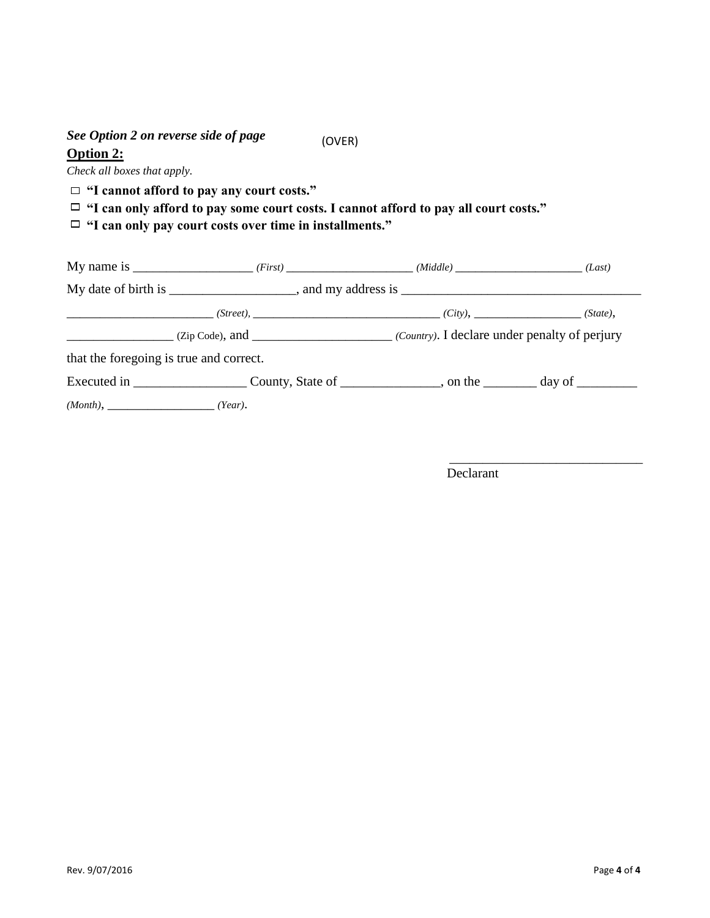*See Option 2 on reverse side of page* (OVER)

**Option 2:**

*Check all boxes that apply.*

- ☐ **"I cannot afford to pay any court costs."**
- ☐ **"I can only afford to pay some court costs. I cannot afford to pay all court costs."**
- ☐ **"I can only pay court costs over time in installments."**

My name is __________________ *(First)* ____________________ *(Middle)* _____________________ *(Last)*

My date of birth is ___________________, and my address is ____________________________________

_______________________ *(Street)*, _______________________________ *(City)*, __________________ *(State)*,

________________ (Zip Code), and _____________________ *(Country)*. I declare under penalty of perjury that the foregoing is true and correct.

Executed in _________________ County, State of _______________, on the ________ day of _________ *(Month)*, __________________ *(Year)*.

_____________________________

Declarant

Rev. 9/07/2016